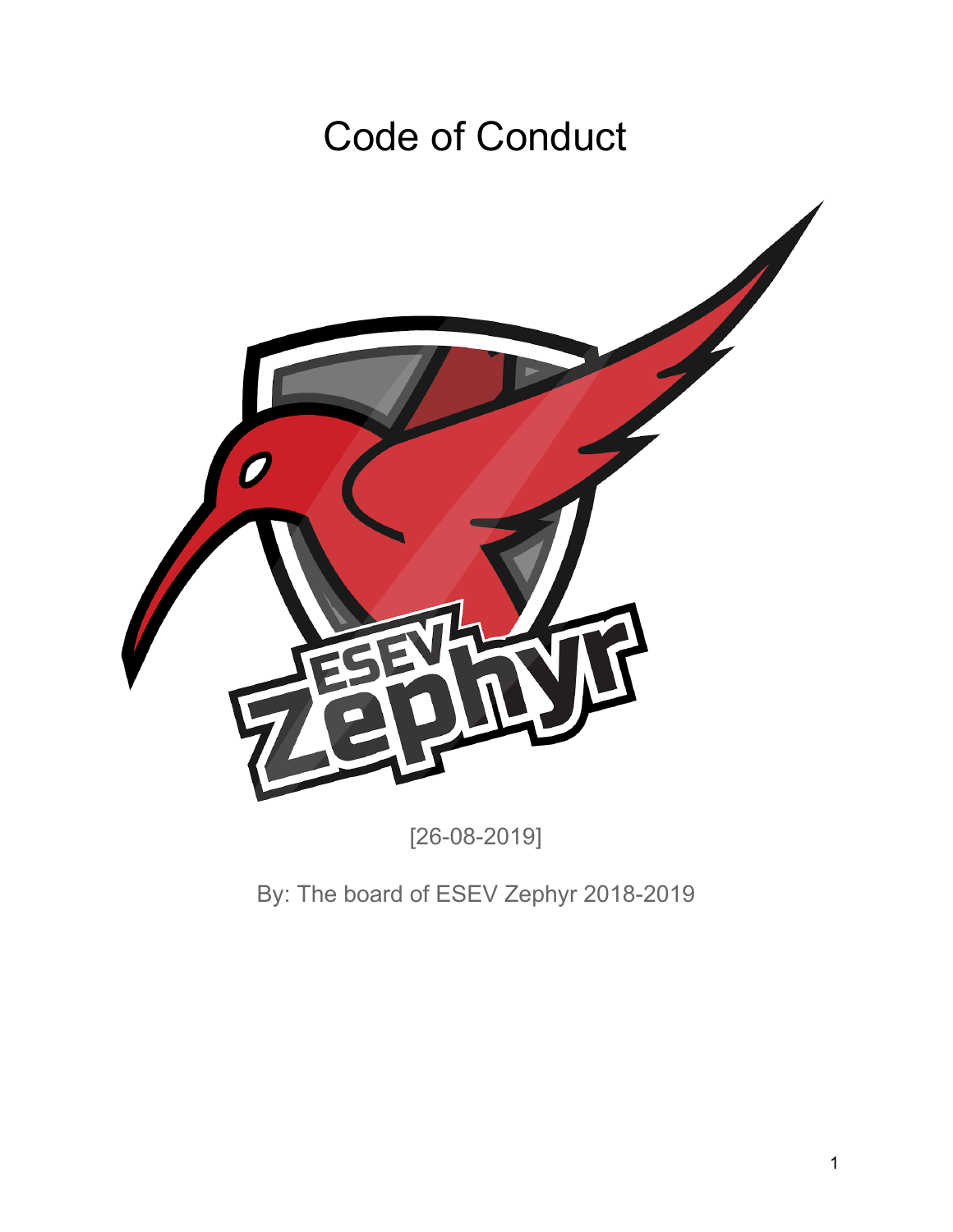# Code of Conduct

[26-08-2019]

By: The board of ESEV Zephyr 2018-2019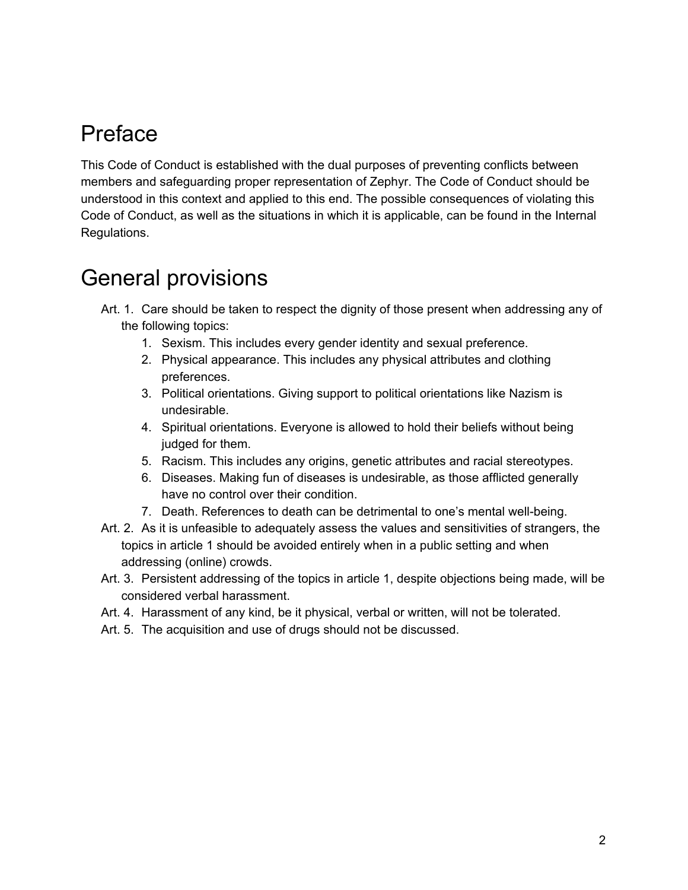# Preface

This Code of Conduct is established with the dual purposes of preventing conflicts between members and safeguarding proper representation of Zephyr. The Code of Conduct should be understood in this context and applied to this end. The possible consequences of violating this Code of Conduct, as well as the situations in which it is applicable, can be found in the Internal Regulations.

# General provisions

Art. 1. Care should be taken to respect the dignity of those present when addressing any of the following topics:

1. Sexism. This includes every gender identity and sexual preference.
2. Physical appearance. This includes any physical attributes and clothing preferences.
3. Political orientations. Giving support to political orientations like Nazism is undesirable.
4. Spiritual orientations. Everyone is allowed to hold their beliefs without being judged for them.
5. Racism. This includes any origins, genetic attributes and racial stereotypes.
6. Diseases. Making fun of diseases is undesirable, as those afflicted generally have no control over their condition.
7. Death. References to death can be detrimental to one's mental well-being.

Art. 2. As it is unfeasible to adequately assess the values and sensitivities of strangers, the topics in article 1 should be avoided entirely when in a public setting and when addressing (online) crowds.

Art. 3. Persistent addressing of the topics in article 1, despite objections being made, will be considered verbal harassment.

Art. 4. Harassment of any kind, be it physical, verbal or written, will not be tolerated.

Art. 5. The acquisition and use of drugs should not be discussed.